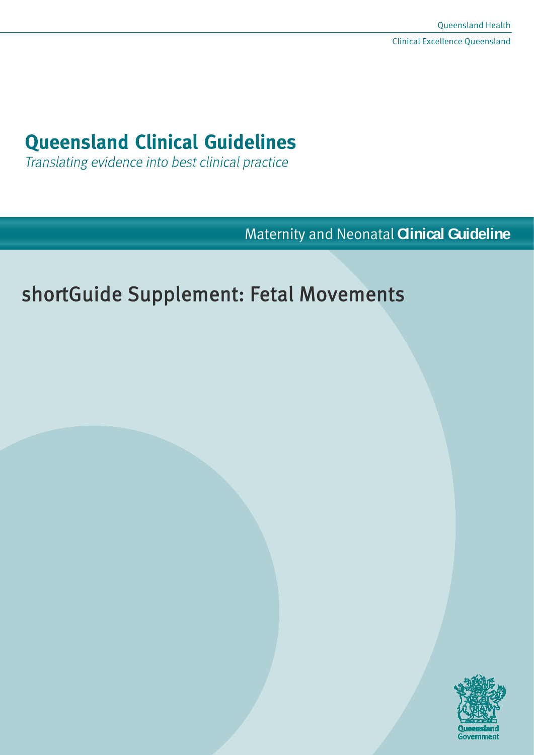Queensland Health

Clinical Excellence Queensland

# Queensland Clinical Guidelines

*Translating evidence into best clinical practice*

Maternity and Neonatal **Clinical Guideline**

## shortGuide Supplement: Fetal Movements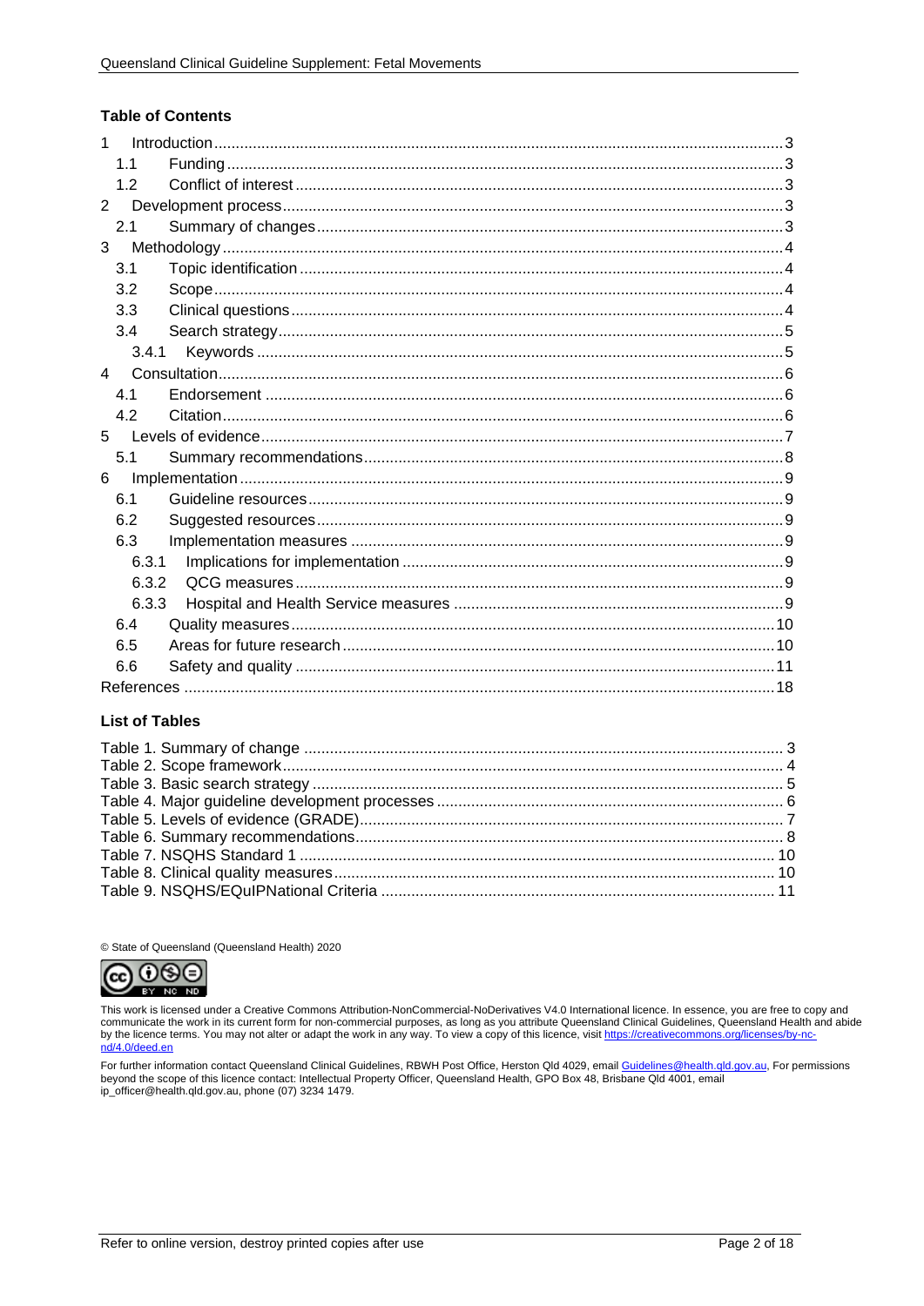## Table of Contents

1 Introduction ... 3
- 1.1 Funding ... 3
- 1.2 Conflict of interest ... 3

2 Development process ... 3
- 2.1 Summary of changes ... 3

3 Methodology ... 4
- 3.1 Topic identification ... 4
- 3.2 Scope ... 4
- 3.3 Clinical questions ... 4
- 3.4 Search strategy ... 5
  - 3.4.1 Keywords ... 5

4 Consultation ... 6
- 4.1 Endorsement ... 6
- 4.2 Citation ... 6

5 Levels of evidence ... 7
- 5.1 Summary recommendations ... 8

6 Implementation ... 9
- 6.1 Guideline resources ... 9
- 6.2 Suggested resources ... 9
- 6.3 Implementation measures ... 9
  - 6.3.1 Implications for implementation ... 9
  - 6.3.2 QCG measures ... 9
  - 6.3.3 Hospital and Health Service measures ... 9
- 6.4 Quality measures ... 10
- 6.5 Areas for future research ... 10
- 6.6 Safety and quality ... 11

References ... 18

## List of Tables

Table 1. Summary of change ... 3
Table 2. Scope framework ... 4
Table 3. Basic search strategy ... 5
Table 4. Major guideline development processes ... 6
Table 5. Levels of evidence (GRADE) ... 7
Table 6. Summary recommendations ... 8
Table 7. NSQHS Standard 1 ... 10
Table 8. Clinical quality measures ... 10
Table 9. NSQHS/EQuIPNational Criteria ... 11

© State of Queensland (Queensland Health) 2020

This work is licensed under a Creative Commons Attribution-NonCommercial-NoDerivatives V4.0 International licence. In essence, you are free to copy and communicate the work in its current form for non-commercial purposes, as long as you attribute Queensland Clinical Guidelines, Queensland Health and abide by the licence terms. You may not alter or adapt the work in any way. To view a copy of this licence, visit https://creativecommons.org/licenses/by-nc-nd/4.0/deed.en

For further information contact Queensland Clinical Guidelines, RBWH Post Office, Herston Qld 4029, email Guidelines@health.qld.gov.au, For permissions beyond the scope of this licence contact: Intellectual Property Officer, Queensland Health, GPO Box 48, Brisbane Qld 4001, email ip_officer@health.qld.gov.au, phone (07) 3234 1479.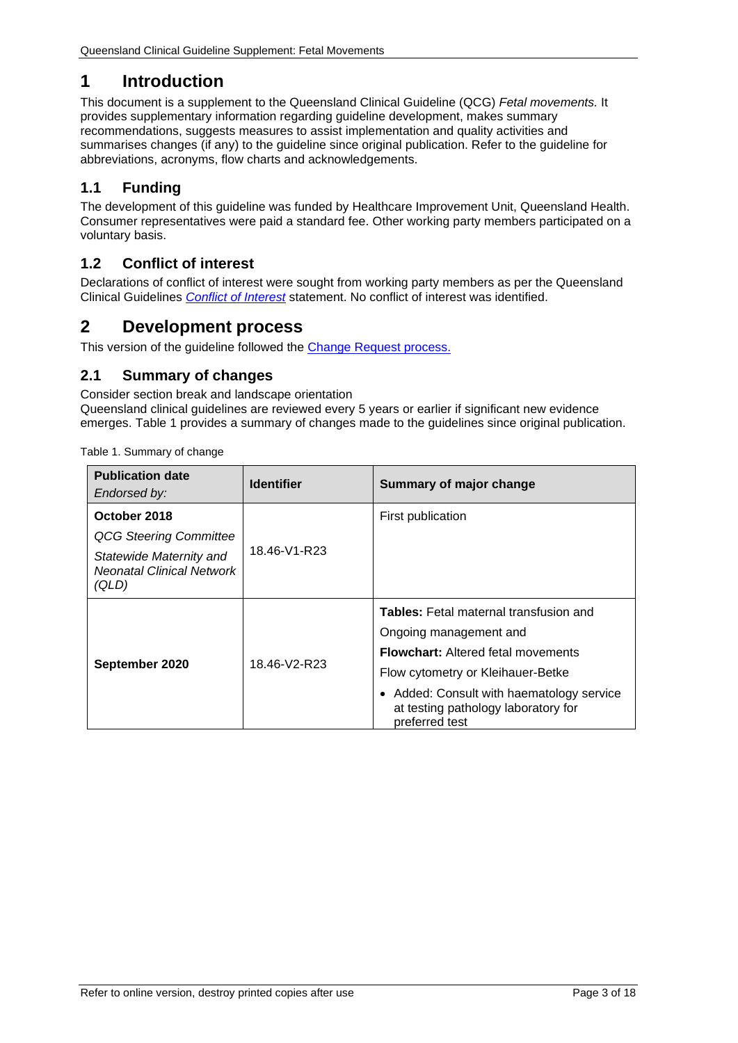# 1 Introduction

This document is a supplement to the Queensland Clinical Guideline (QCG) *Fetal movements.* It provides supplementary information regarding guideline development, makes summary recommendations, suggests measures to assist implementation and quality activities and summarises changes (if any) to the guideline since original publication. Refer to the guideline for abbreviations, acronyms, flow charts and acknowledgements.

## 1.1 Funding

The development of this guideline was funded by Healthcare Improvement Unit, Queensland Health. Consumer representatives were paid a standard fee. Other working party members participated on a voluntary basis.

## 1.2 Conflict of interest

Declarations of conflict of interest were sought from working party members as per the Queensland Clinical Guidelines *Conflict of Interest* statement. No conflict of interest was identified.

# 2 Development process

This version of the guideline followed the Change Request process.

## 2.1 Summary of changes

Consider section break and landscape orientation

Queensland clinical guidelines are reviewed every 5 years or earlier if significant new evidence emerges. Table 1 provides a summary of changes made to the guidelines since original publication.

Table 1. Summary of change

| **Publication date** *Endorsed by:* | **Identifier** | **Summary of major change** |
|---|---|---|
| **October 2018** <br> *QCG Steering Committee* <br> *Statewide Maternity and Neonatal Clinical Network (QLD)* | 18.46-V1-R23 | First publication |
| **September 2020** | 18.46-V2-R23 | **Tables:** Fetal maternal transfusion and Ongoing management and <br> **Flowchart:** Altered fetal movements <br> Flow cytometry or Kleihauer-Betke <br> • Added: Consult with haematology service at testing pathology laboratory for preferred test |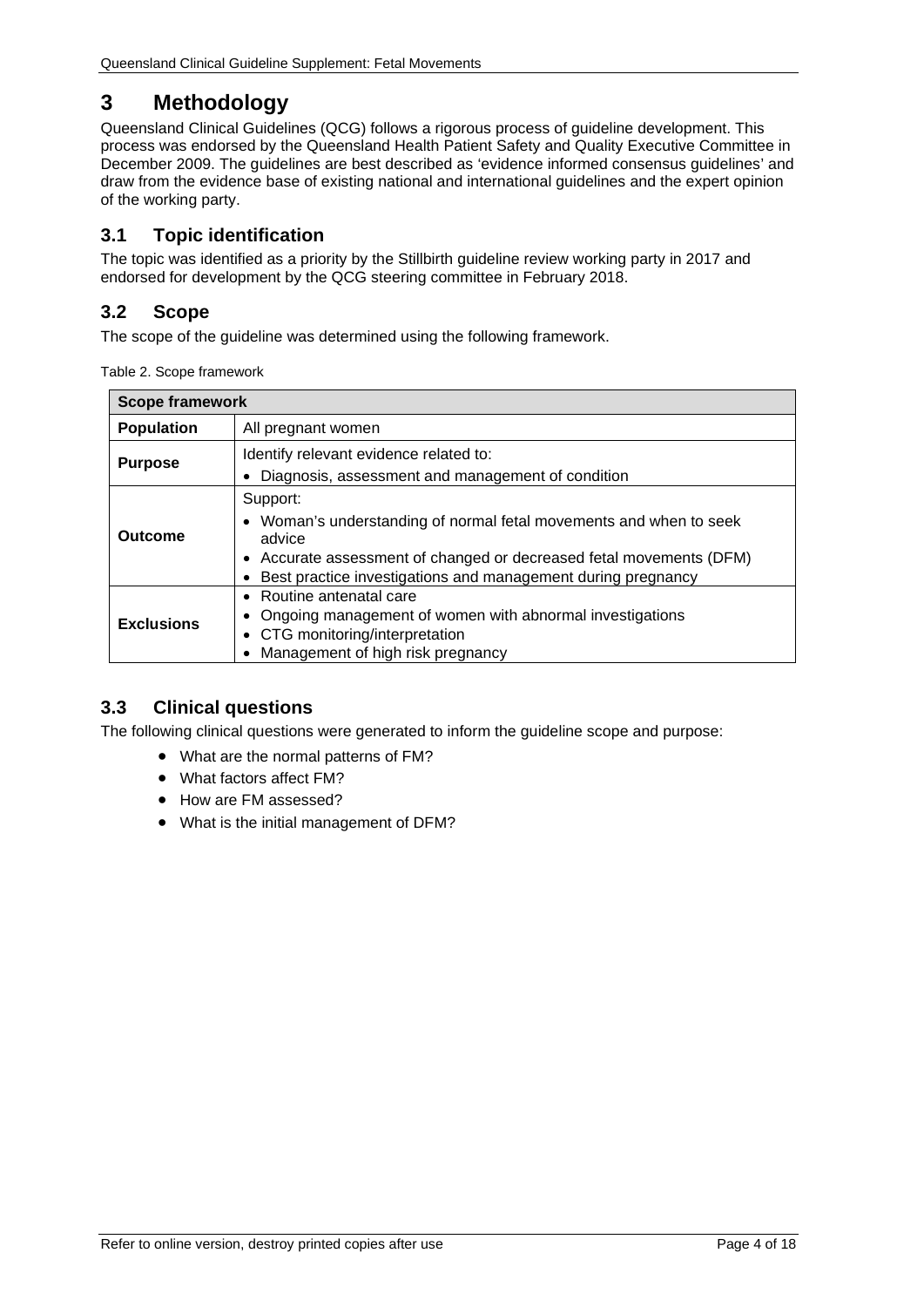# 3 Methodology

Queensland Clinical Guidelines (QCG) follows a rigorous process of guideline development. This process was endorsed by the Queensland Health Patient Safety and Quality Executive Committee in December 2009. The guidelines are best described as 'evidence informed consensus guidelines' and draw from the evidence base of existing national and international guidelines and the expert opinion of the working party.

## 3.1 Topic identification

The topic was identified as a priority by the Stillbirth guideline review working party in 2017 and endorsed for development by the QCG steering committee in February 2018.

## 3.2 Scope

The scope of the guideline was determined using the following framework.

Table 2. Scope framework

| Scope framework | |
|---|---|
| **Population** | All pregnant women |
| **Purpose** | Identify relevant evidence related to:<br>• Diagnosis, assessment and management of condition |
| **Outcome** | Support:<br>• Woman's understanding of normal fetal movements and when to seek advice<br>• Accurate assessment of changed or decreased fetal movements (DFM)<br>• Best practice investigations and management during pregnancy |
| **Exclusions** | • Routine antenatal care<br>• Ongoing management of women with abnormal investigations<br>• CTG monitoring/interpretation<br>• Management of high risk pregnancy |

## 3.3 Clinical questions

The following clinical questions were generated to inform the guideline scope and purpose:

- What are the normal patterns of FM?
- What factors affect FM?
- How are FM assessed?
- What is the initial management of DFM?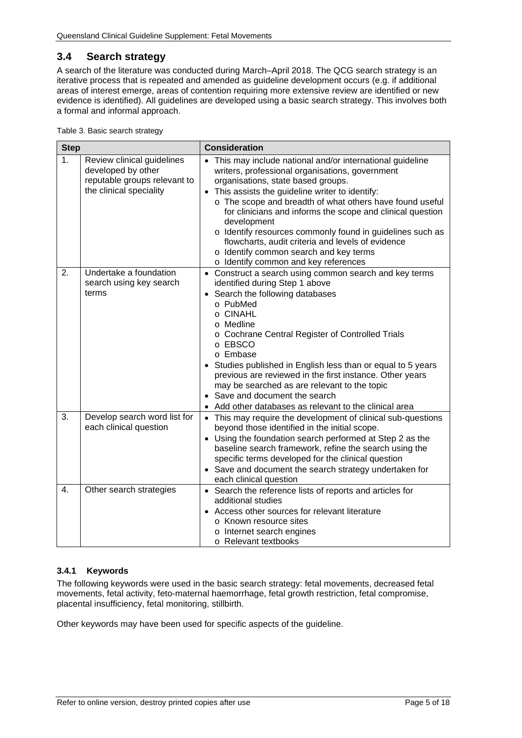## 3.4 Search strategy

A search of the literature was conducted during March–April 2018. The QCG search strategy is an iterative process that is repeated and amended as guideline development occurs (e.g. if additional areas of interest emerge, areas of contention requiring more extensive review are identified or new evidence is identified). All guidelines are developed using a basic search strategy. This involves both a formal and informal approach.

Table 3. Basic search strategy

| Step | | Consideration |
|---|---|---|
| 1. | Review clinical guidelines developed by other reputable groups relevant to the clinical speciality | • This may include national and/or international guideline writers, professional organisations, government organisations, state based groups.<br>• This assists the guideline writer to identify:<br>  o The scope and breadth of what others have found useful for clinicians and informs the scope and clinical question development<br>  o Identify resources commonly found in guidelines such as flowcharts, audit criteria and levels of evidence<br>  o Identify common search and key terms<br>  o Identify common and key references |
| 2. | Undertake a foundation search using key search terms | • Construct a search using common search and key terms identified during Step 1 above<br>• Search the following databases<br>  o PubMed<br>  o CINAHL<br>  o Medline<br>  o Cochrane Central Register of Controlled Trials<br>  o EBSCO<br>  o Embase<br>• Studies published in English less than or equal to 5 years previous are reviewed in the first instance. Other years may be searched as are relevant to the topic<br>• Save and document the search<br>• Add other databases as relevant to the clinical area |
| 3. | Develop search word list for each clinical question | • This may require the development of clinical sub-questions beyond those identified in the initial scope.<br>• Using the foundation search performed at Step 2 as the baseline search framework, refine the search using the specific terms developed for the clinical question<br>• Save and document the search strategy undertaken for each clinical question |
| 4. | Other search strategies | • Search the reference lists of reports and articles for additional studies<br>• Access other sources for relevant literature<br>  o Known resource sites<br>  o Internet search engines<br>  o Relevant textbooks |

### 3.4.1 Keywords

The following keywords were used in the basic search strategy: fetal movements, decreased fetal movements, fetal activity, feto-maternal haemorrhage, fetal growth restriction, fetal compromise, placental insufficiency, fetal monitoring, stillbirth.

Other keywords may have been used for specific aspects of the guideline.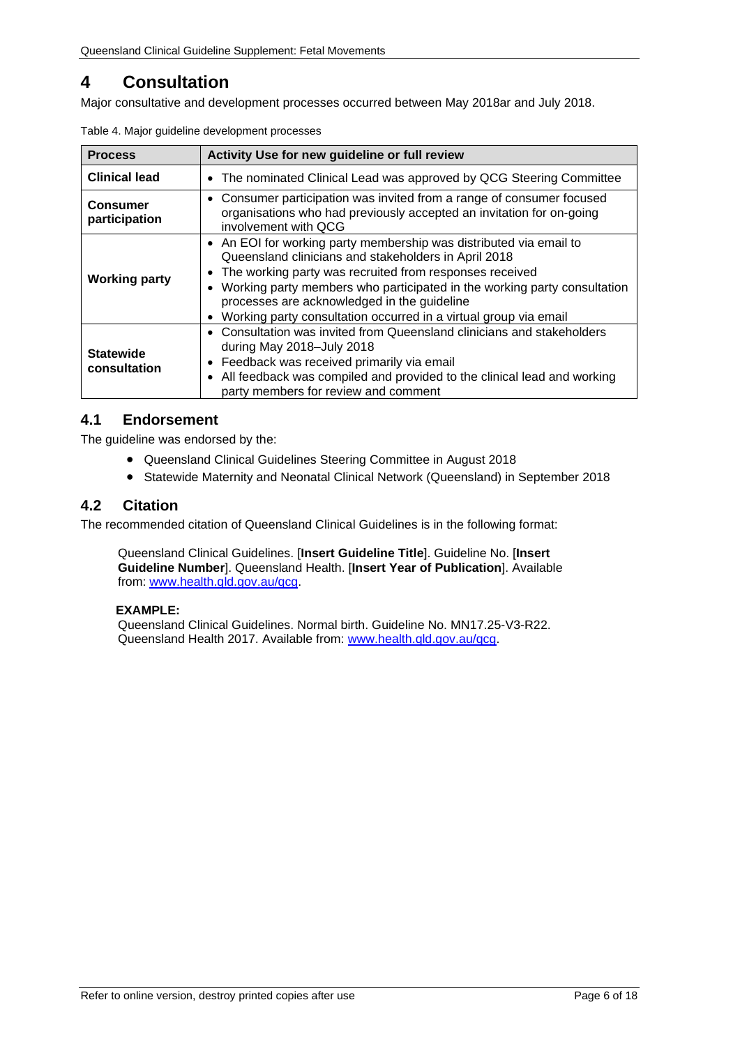# 4 Consultation

Major consultative and development processes occurred between May 2018ar and July 2018.

Table 4. Major guideline development processes

| Process | Activity Use for new guideline or full review |
|---|---|
| **Clinical lead** | • The nominated Clinical Lead was approved by QCG Steering Committee |
| **Consumer participation** | • Consumer participation was invited from a range of consumer focused organisations who had previously accepted an invitation for on-going involvement with QCG |
| **Working party** | • An EOI for working party membership was distributed via email to Queensland clinicians and stakeholders in April 2018<br>• The working party was recruited from responses received<br>• Working party members who participated in the working party consultation processes are acknowledged in the guideline<br>• Working party consultation occurred in a virtual group via email |
| **Statewide consultation** | • Consultation was invited from Queensland clinicians and stakeholders during May 2018–July 2018<br>• Feedback was received primarily via email<br>• All feedback was compiled and provided to the clinical lead and working party members for review and comment |

## 4.1 Endorsement

The guideline was endorsed by the:

- Queensland Clinical Guidelines Steering Committee in August 2018
- Statewide Maternity and Neonatal Clinical Network (Queensland) in September 2018

## 4.2 Citation

The recommended citation of Queensland Clinical Guidelines is in the following format:

> Queensland Clinical Guidelines. [**Insert Guideline Title**]. Guideline No. [**Insert Guideline Number**]. Queensland Health. [**Insert Year of Publication**]. Available from: www.health.qld.gov.au/qcg.
>
> **EXAMPLE:**
> Queensland Clinical Guidelines. Normal birth. Guideline No. MN17.25-V3-R22. Queensland Health 2017. Available from: www.health.qld.gov.au/qcg.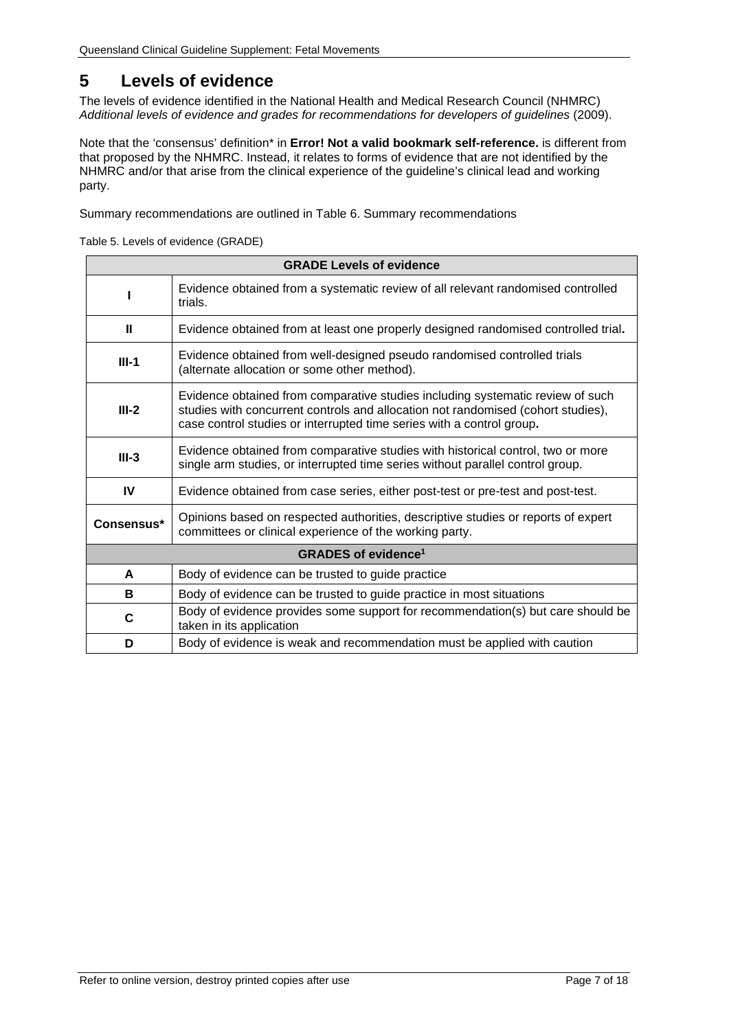# 5 Levels of evidence

The levels of evidence identified in the National Health and Medical Research Council (NHMRC) *Additional levels of evidence and grades for recommendations for developers of guidelines* (2009).

Note that the 'consensus' definition* in **Error! Not a valid bookmark self-reference.** is different from that proposed by the NHMRC. Instead, it relates to forms of evidence that are not identified by the NHMRC and/or that arise from the clinical experience of the guideline's clinical lead and working party.

Summary recommendations are outlined in Table 6. Summary recommendations

Table 5. Levels of evidence (GRADE)

| **GRADE Levels of evidence** | |
|---|---|
| **I** | Evidence obtained from a systematic review of all relevant randomised controlled trials. |
| **II** | Evidence obtained from at least one properly designed randomised controlled trial**.** |
| **III-1** | Evidence obtained from well-designed pseudo randomised controlled trials (alternate allocation or some other method). |
| **III-2** | Evidence obtained from comparative studies including systematic review of such studies with concurrent controls and allocation not randomised (cohort studies), case control studies or interrupted time series with a control group**.** |
| **III-3** | Evidence obtained from comparative studies with historical control, two or more single arm studies, or interrupted time series without parallel control group. |
| **IV** | Evidence obtained from case series, either post-test or pre-test and post-test. |
| **Consensus*** | Opinions based on respected authorities, descriptive studies or reports of expert committees or clinical experience of the working party. |
| **GRADES of evidence[1]** | |
| **A** | Body of evidence can be trusted to guide practice |
| **B** | Body of evidence can be trusted to guide practice in most situations |
| **C** | Body of evidence provides some support for recommendation(s) but care should be taken in its application |
| **D** | Body of evidence is weak and recommendation must be applied with caution |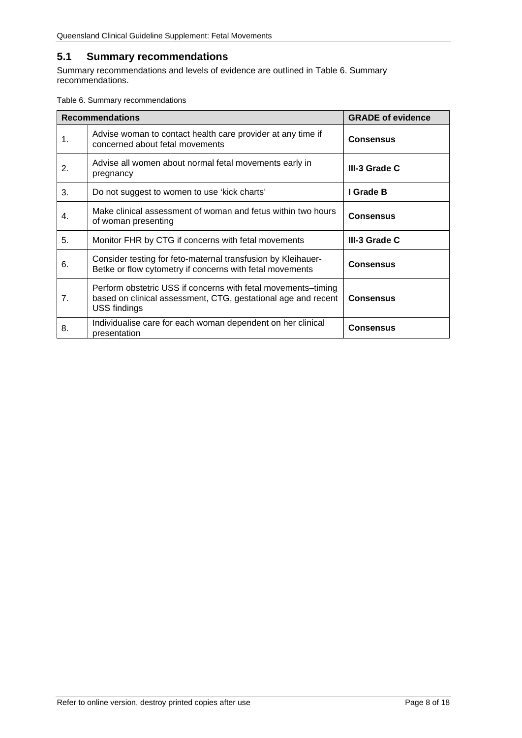## 5.1 Summary recommendations

Summary recommendations and levels of evidence are outlined in Table 6. Summary recommendations.

Table 6. Summary recommendations

| Recommendations | | GRADE of evidence |
|---|---|---|
| 1. | Advise woman to contact health care provider at any time if concerned about fetal movements | **Consensus** |
| 2. | Advise all women about normal fetal movements early in pregnancy | **III-3 Grade C** |
| 3. | Do not suggest to women to use 'kick charts' | **I Grade B** |
| 4. | Make clinical assessment of woman and fetus within two hours of woman presenting | **Consensus** |
| 5. | Monitor FHR by CTG if concerns with fetal movements | **III-3 Grade C** |
| 6. | Consider testing for feto-maternal transfusion by Kleihauer-Betke or flow cytometry if concerns with fetal movements | **Consensus** |
| 7. | Perform obstetric USS if concerns with fetal movements–timing based on clinical assessment, CTG, gestational age and recent USS findings | **Consensus** |
| 8. | Individualise care for each woman dependent on her clinical presentation | **Consensus** |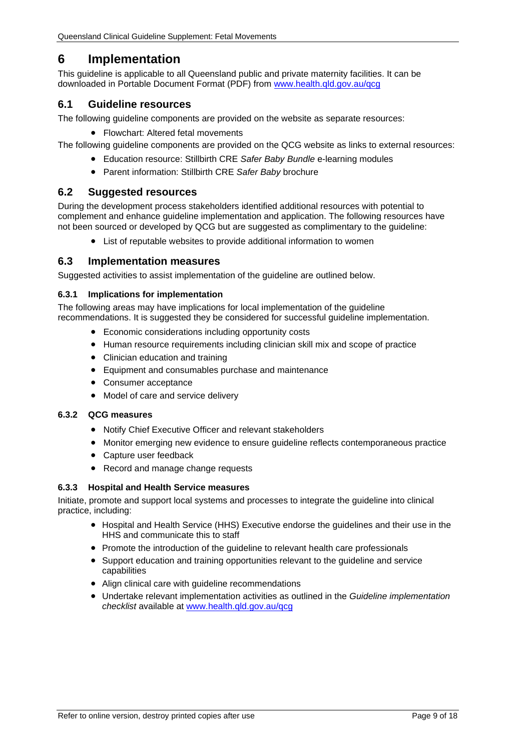# 6 Implementation

This guideline is applicable to all Queensland public and private maternity facilities. It can be downloaded in Portable Document Format (PDF) from www.health.qld.gov.au/qcg

## 6.1 Guideline resources

The following guideline components are provided on the website as separate resources:

- Flowchart: Altered fetal movements

The following guideline components are provided on the QCG website as links to external resources:

- Education resource: Stillbirth CRE *Safer Baby Bundle* e-learning modules
- Parent information: Stillbirth CRE *Safer Baby* brochure

## 6.2 Suggested resources

During the development process stakeholders identified additional resources with potential to complement and enhance guideline implementation and application. The following resources have not been sourced or developed by QCG but are suggested as complimentary to the guideline:

- List of reputable websites to provide additional information to women

## 6.3 Implementation measures

Suggested activities to assist implementation of the guideline are outlined below.

### 6.3.1 Implications for implementation

The following areas may have implications for local implementation of the guideline recommendations. It is suggested they be considered for successful guideline implementation.

- Economic considerations including opportunity costs
- Human resource requirements including clinician skill mix and scope of practice
- Clinician education and training
- Equipment and consumables purchase and maintenance
- Consumer acceptance
- Model of care and service delivery

### 6.3.2 QCG measures

- Notify Chief Executive Officer and relevant stakeholders
- Monitor emerging new evidence to ensure guideline reflects contemporaneous practice
- Capture user feedback
- Record and manage change requests

### 6.3.3 Hospital and Health Service measures

Initiate, promote and support local systems and processes to integrate the guideline into clinical practice, including:

- Hospital and Health Service (HHS) Executive endorse the guidelines and their use in the HHS and communicate this to staff
- Promote the introduction of the guideline to relevant health care professionals
- Support education and training opportunities relevant to the guideline and service capabilities
- Align clinical care with guideline recommendations
- Undertake relevant implementation activities as outlined in the *Guideline implementation checklist* available at www.health.qld.gov.au/qcg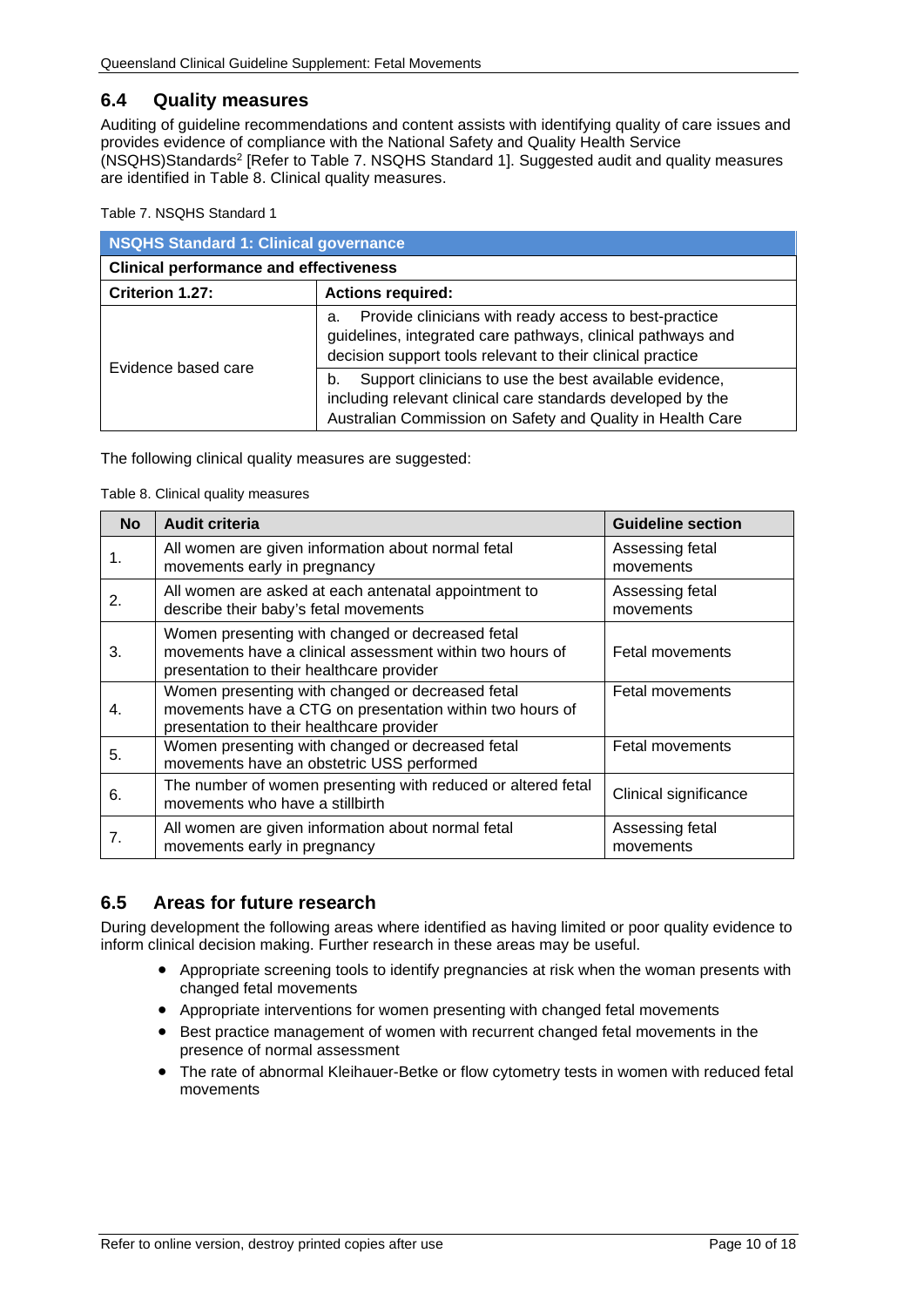## 6.4 Quality measures

Auditing of guideline recommendations and content assists with identifying quality of care issues and provides evidence of compliance with the National Safety and Quality Health Service (NSQHS)Standards[2] [Refer to Table 7. NSQHS Standard 1]. Suggested audit and quality measures are identified in Table 8. Clinical quality measures.

Table 7. NSQHS Standard 1

| **NSQHS Standard 1: Clinical governance** | |
|---|---|
| **Clinical performance and effectiveness** | |
| **Criterion 1.27:** | **Actions required:** |
| Evidence based care | a. Provide clinicians with ready access to best-practice guidelines, integrated care pathways, clinical pathways and decision support tools relevant to their clinical practice |
| | b. Support clinicians to use the best available evidence, including relevant clinical care standards developed by the Australian Commission on Safety and Quality in Health Care |

The following clinical quality measures are suggested:

Table 8. Clinical quality measures

| No | Audit criteria | Guideline section |
|---|---|---|
| 1. | All women are given information about normal fetal movements early in pregnancy | Assessing fetal movements |
| 2. | All women are asked at each antenatal appointment to describe their baby's fetal movements | Assessing fetal movements |
| 3. | Women presenting with changed or decreased fetal movements have a clinical assessment within two hours of presentation to their healthcare provider | Fetal movements |
| 4. | Women presenting with changed or decreased fetal movements have a CTG on presentation within two hours of presentation to their healthcare provider | Fetal movements |
| 5. | Women presenting with changed or decreased fetal movements have an obstetric USS performed | Fetal movements |
| 6. | The number of women presenting with reduced or altered fetal movements who have a stillbirth | Clinical significance |
| 7. | All women are given information about normal fetal movements early in pregnancy | Assessing fetal movements |

## 6.5 Areas for future research

During development the following areas where identified as having limited or poor quality evidence to inform clinical decision making. Further research in these areas may be useful.

- Appropriate screening tools to identify pregnancies at risk when the woman presents with changed fetal movements
- Appropriate interventions for women presenting with changed fetal movements
- Best practice management of women with recurrent changed fetal movements in the presence of normal assessment
- The rate of abnormal Kleihauer-Betke or flow cytometry tests in women with reduced fetal movements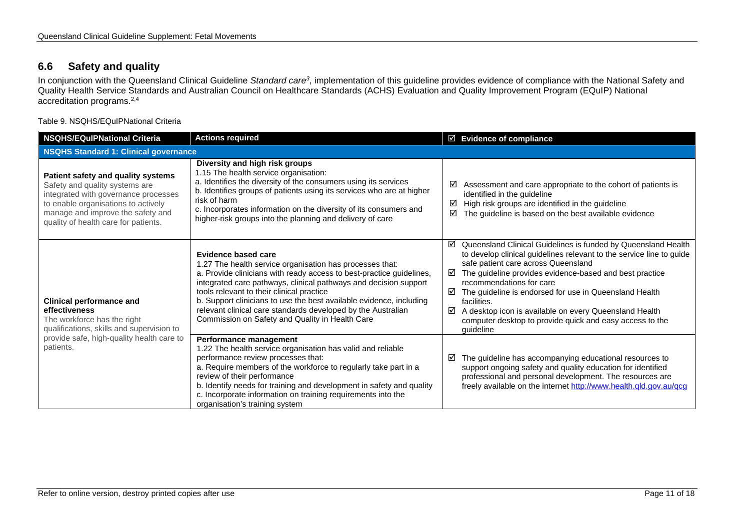## 6.6 Safety and quality

In conjunction with the Queensland Clinical Guideline *Standard care*[3], implementation of this guideline provides evidence of compliance with the National Safety and Quality Health Service Standards and Australian Council on Healthcare Standards (ACHS) Evaluation and Quality Improvement Program (EQuIP) National accreditation programs.[2,4]

Table 9. NSQHS/EQuIPNational Criteria

| NSQHS/EQuIPNational Criteria | Actions required | ☑ Evidence of compliance |
|---|---|---|
| **NSQHS Standard 1: Clinical governance** | | |
| **Patient safety and quality systems**<br>Safety and quality systems are integrated with governance processes to enable organisations to actively manage and improve the safety and quality of health care for patients. | **Diversity and high risk groups**<br>1.15 The health service organisation:<br>a. Identifies the diversity of the consumers using its services<br>b. Identifies groups of patients using its services who are at higher risk of harm<br>c. Incorporates information on the diversity of its consumers and higher-risk groups into the planning and delivery of care | ☑ Assessment and care appropriate to the cohort of patients is identified in the guideline<br>☑ High risk groups are identified in the guideline<br>☑ The guideline is based on the best available evidence |
| **Clinical performance and effectiveness**<br>The workforce has the right qualifications, skills and supervision to provide safe, high-quality health care to patients. | **Evidence based care**<br>1.27 The health service organisation has processes that:<br>a. Provide clinicians with ready access to best-practice guidelines, integrated care pathways, clinical pathways and decision support tools relevant to their clinical practice<br>b. Support clinicians to use the best available evidence, including relevant clinical care standards developed by the Australian Commission on Safety and Quality in Health Care | ☑ Queensland Clinical Guidelines is funded by Queensland Health to develop clinical guidelines relevant to the service line to guide safe patient care across Queensland<br>☑ The guideline provides evidence-based and best practice recommendations for care<br>☑ The guideline is endorsed for use in Queensland Health facilities.<br>☑ A desktop icon is available on every Queensland Health computer desktop to provide quick and easy access to the guideline |
| | **Performance management**<br>1.22 The health service organisation has valid and reliable performance review processes that:<br>a. Require members of the workforce to regularly take part in a review of their performance<br>b. Identify needs for training and development in safety and quality<br>c. Incorporate information on training requirements into the organisation's training system | ☑ The guideline has accompanying educational resources to support ongoing safety and quality education for identified professional and personal development. The resources are freely available on the internet [http://www.health.qld.gov.au/qcg](http://www.health.qld.gov.au/qcg) |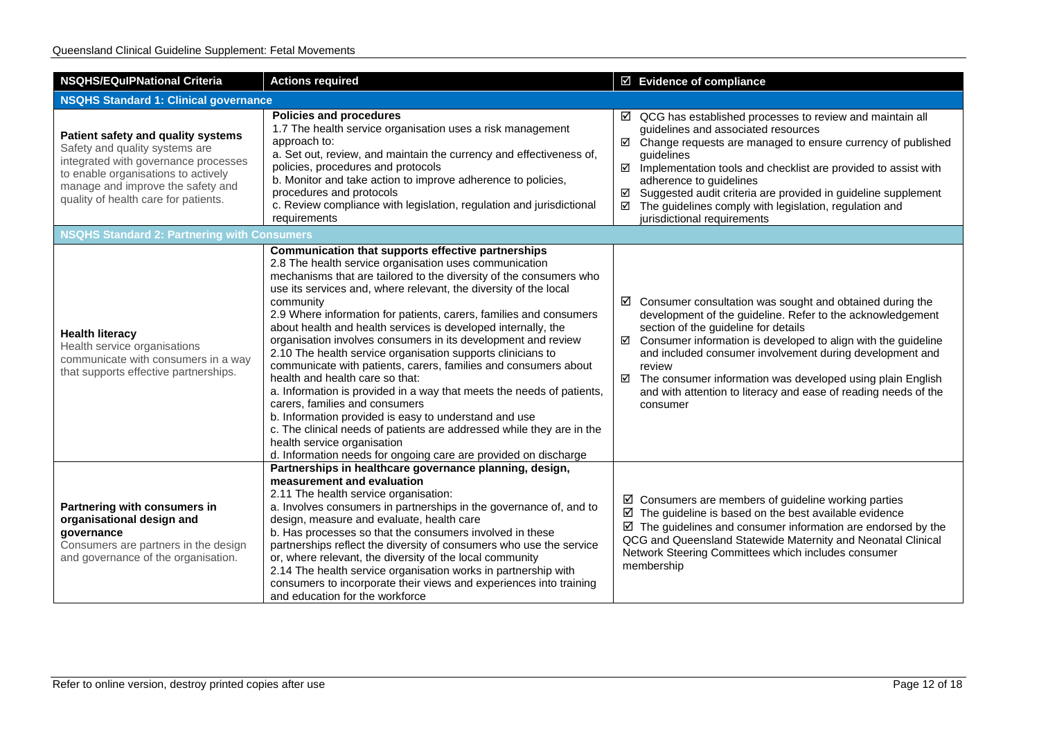| NSQHS/EQuIPNational Criteria | Actions required | ☑ Evidence of compliance |
|---|---|---|
| **NSQHS Standard 1: Clinical governance** | | |
| **Patient safety and quality systems**<br>Safety and quality systems are integrated with governance processes to enable organisations to actively manage and improve the safety and quality of health care for patients. | **Policies and procedures**<br>1.7 The health service organisation uses a risk management approach to:<br>a. Set out, review, and maintain the currency and effectiveness of, policies, procedures and protocols<br>b. Monitor and take action to improve adherence to policies, procedures and protocols<br>c. Review compliance with legislation, regulation and jurisdictional requirements | ☑ QCG has established processes to review and maintain all guidelines and associated resources<br>☑ Change requests are managed to ensure currency of published guidelines<br>☑ Implementation tools and checklist are provided to assist with adherence to guidelines<br>☑ Suggested audit criteria are provided in guideline supplement<br>☑ The guidelines comply with legislation, regulation and jurisdictional requirements |
| **NSQHS Standard 2: Partnering with Consumers** | | |
| **Health literacy**<br>Health service organisations communicate with consumers in a way that supports effective partnerships. | **Communication that supports effective partnerships**<br>2.8 The health service organisation uses communication mechanisms that are tailored to the diversity of the consumers who use its services and, where relevant, the diversity of the local community<br>2.9 Where information for patients, carers, families and consumers about health and health services is developed internally, the organisation involves consumers in its development and review<br>2.10 The health service organisation supports clinicians to communicate with patients, carers, families and consumers about health and health care so that:<br>a. Information is provided in a way that meets the needs of patients, carers, families and consumers<br>b. Information provided is easy to understand and use<br>c. The clinical needs of patients are addressed while they are in the health service organisation<br>d. Information needs for ongoing care are provided on discharge | ☑ Consumer consultation was sought and obtained during the development of the guideline. Refer to the acknowledgement section of the guideline for details<br>☑ Consumer information is developed to align with the guideline and included consumer involvement during development and review<br>☑ The consumer information was developed using plain English and with attention to literacy and ease of reading needs of the consumer |
| **Partnering with consumers in organisational design and governance**<br>Consumers are partners in the design and governance of the organisation. | **Partnerships in healthcare governance planning, design, measurement and evaluation**<br>2.11 The health service organisation:<br>a. Involves consumers in partnerships in the governance of, and to design, measure and evaluate, health care<br>b. Has processes so that the consumers involved in these partnerships reflect the diversity of consumers who use the service or, where relevant, the diversity of the local community<br>2.14 The health service organisation works in partnership with consumers to incorporate their views and experiences into training and education for the workforce | ☑ Consumers are members of guideline working parties<br>☑ The guideline is based on the best available evidence<br>☑ The guidelines and consumer information are endorsed by the QCG and Queensland Statewide Maternity and Neonatal Clinical Network Steering Committees which includes consumer membership |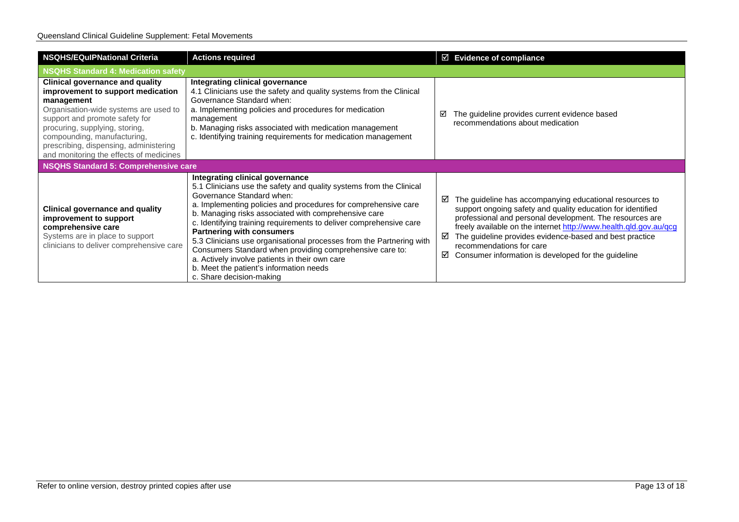| NSQHS/EQuIPNational Criteria | Actions required | ☑ Evidence of compliance |
|---|---|---|
| **NSQHS Standard 4: Medication safety** | | |
| **Clinical governance and quality improvement to support medication management**<br>Organisation-wide systems are used to support and promote safety for procuring, supplying, storing, compounding, manufacturing, prescribing, dispensing, administering and monitoring the effects of medicines | **Integrating clinical governance**<br>4.1 Clinicians use the safety and quality systems from the Clinical Governance Standard when:<br>a. Implementing policies and procedures for medication management<br>b. Managing risks associated with medication management<br>c. Identifying training requirements for medication management | ☑ The guideline provides current evidence based recommendations about medication |
| **NSQHS Standard 5: Comprehensive care** | | |
| **Clinical governance and quality improvement to support comprehensive care**<br>Systems are in place to support clinicians to deliver comprehensive care | **Integrating clinical governance**<br>5.1 Clinicians use the safety and quality systems from the Clinical Governance Standard when:<br>a. Implementing policies and procedures for comprehensive care<br>b. Managing risks associated with comprehensive care<br>c. Identifying training requirements to deliver comprehensive care<br>**Partnering with consumers**<br>5.3 Clinicians use organisational processes from the Partnering with Consumers Standard when providing comprehensive care to:<br>a. Actively involve patients in their own care<br>b. Meet the patient's information needs<br>c. Share decision-making | ☑ The guideline has accompanying educational resources to support ongoing safety and quality education for identified professional and personal development. The resources are freely available on the internet http://www.health.qld.gov.au/qcg<br>☑ The guideline provides evidence-based and best practice recommendations for care<br>☑ Consumer information is developed for the guideline |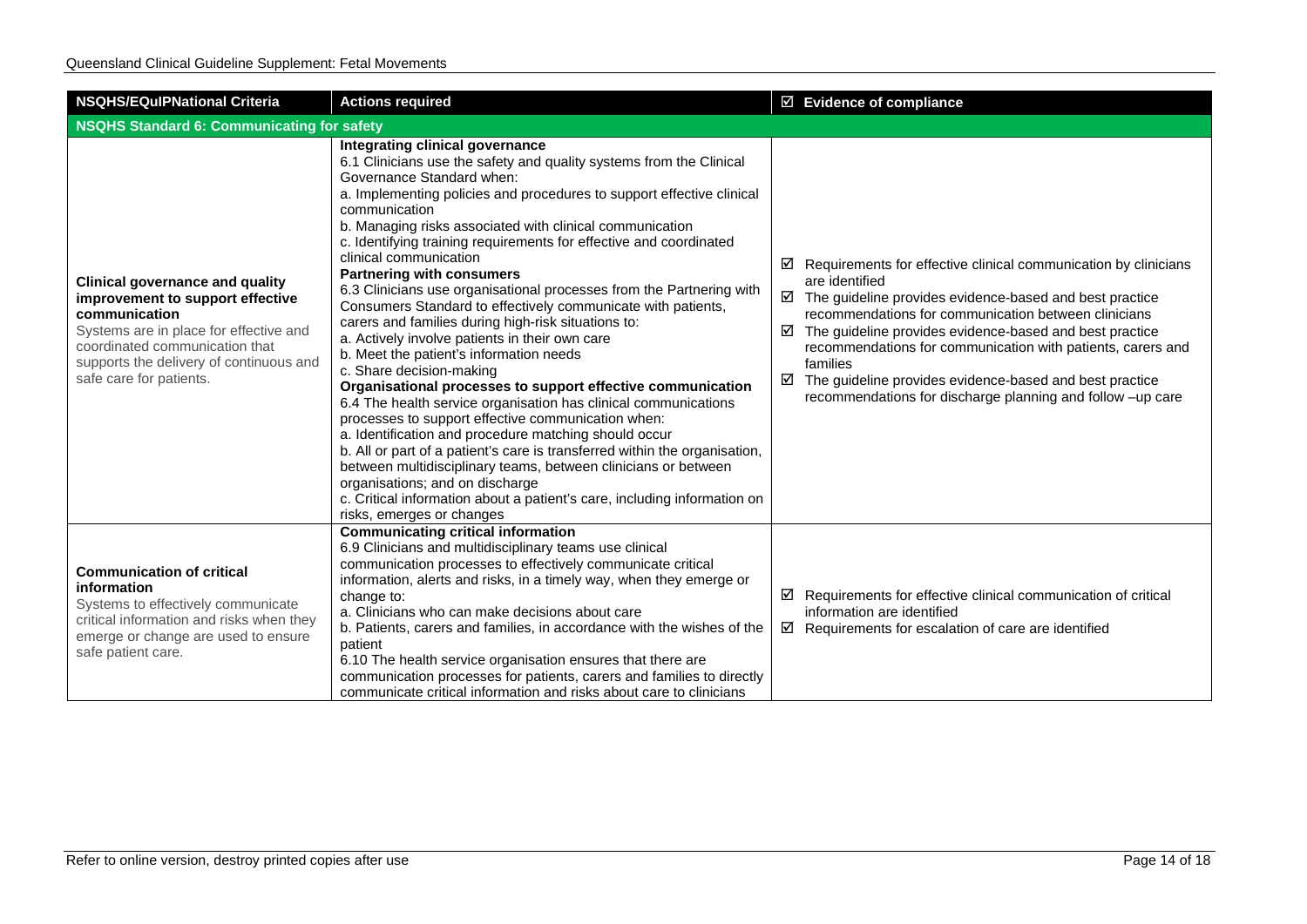| NSQHS/EQuIPNational Criteria | Actions required | ☑ Evidence of compliance |
| --- | --- | --- |
| **NSQHS Standard 6: Communicating for safety** | | |
| **Clinical governance and quality improvement to support effective communication**<br>Systems are in place for effective and coordinated communication that supports the delivery of continuous and safe care for patients. | **Integrating clinical governance**<br>6.1 Clinicians use the safety and quality systems from the Clinical Governance Standard when:<br>a. Implementing policies and procedures to support effective clinical communication<br>b. Managing risks associated with clinical communication<br>c. Identifying training requirements for effective and coordinated clinical communication<br>**Partnering with consumers**<br>6.3 Clinicians use organisational processes from the Partnering with Consumers Standard to effectively communicate with patients, carers and families during high-risk situations to:<br>a. Actively involve patients in their own care<br>b. Meet the patient's information needs<br>c. Share decision-making<br>**Organisational processes to support effective communication**<br>6.4 The health service organisation has clinical communications processes to support effective communication when:<br>a. Identification and procedure matching should occur<br>b. All or part of a patient's care is transferred within the organisation, between multidisciplinary teams, between clinicians or between organisations; and on discharge<br>c. Critical information about a patient's care, including information on risks, emerges or changes | ☑ Requirements for effective clinical communication by clinicians are identified<br>☑ The guideline provides evidence-based and best practice recommendations for communication between clinicians<br>☑ The guideline provides evidence-based and best practice recommendations for communication with patients, carers and families<br>☑ The guideline provides evidence-based and best practice recommendations for discharge planning and follow –up care |
| **Communication of critical information**<br>Systems to effectively communicate critical information and risks when they emerge or change are used to ensure safe patient care. | **Communicating critical information**<br>6.9 Clinicians and multidisciplinary teams use clinical communication processes to effectively communicate critical information, alerts and risks, in a timely way, when they emerge or change to:<br>a. Clinicians who can make decisions about care<br>b. Patients, carers and families, in accordance with the wishes of the patient<br>6.10 The health service organisation ensures that there are communication processes for patients, carers and families to directly communicate critical information and risks about care to clinicians | ☑ Requirements for effective clinical communication of critical information are identified<br>☑ Requirements for escalation of care are identified |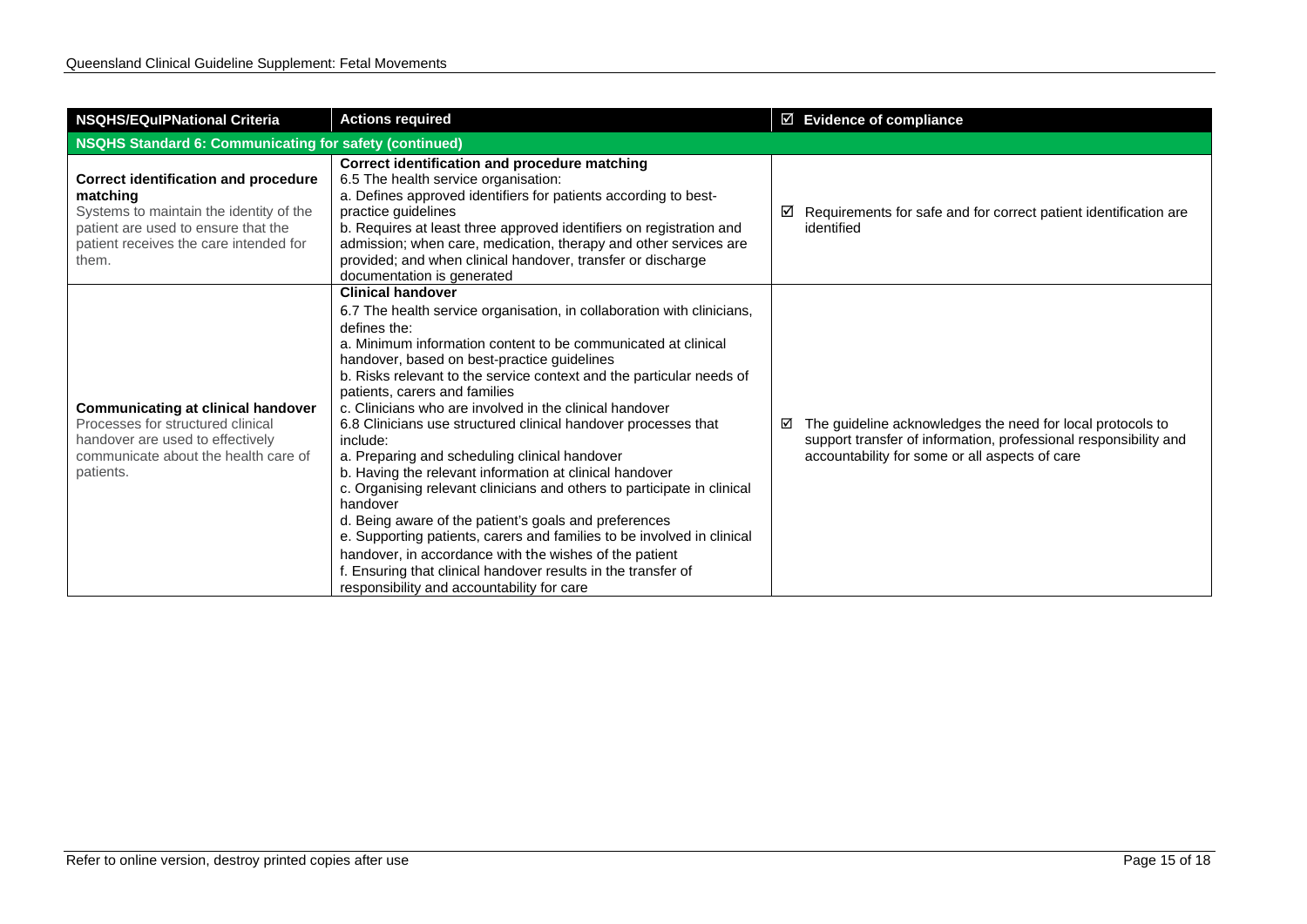| NSQHS/EQuIPNational Criteria | Actions required | ☑ Evidence of compliance |
|---|---|---|
| **NSQHS Standard 6: Communicating for safety (continued)** | | |
| **Correct identification and procedure matching**<br>Systems to maintain the identity of the patient are used to ensure that the patient receives the care intended for them. | **Correct identification and procedure matching**<br>6.5 The health service organisation:<br>a. Defines approved identifiers for patients according to best-practice guidelines<br>b. Requires at least three approved identifiers on registration and admission; when care, medication, therapy and other services are provided; and when clinical handover, transfer or discharge documentation is generated | ☑ Requirements for safe and for correct patient identification are identified |
| **Communicating at clinical handover**<br>Processes for structured clinical handover are used to effectively communicate about the health care of patients. | **Clinical handover**<br>6.7 The health service organisation, in collaboration with clinicians, defines the:<br>a. Minimum information content to be communicated at clinical handover, based on best-practice guidelines<br>b. Risks relevant to the service context and the particular needs of patients, carers and families<br>c. Clinicians who are involved in the clinical handover<br>6.8 Clinicians use structured clinical handover processes that include:<br>a. Preparing and scheduling clinical handover<br>b. Having the relevant information at clinical handover<br>c. Organising relevant clinicians and others to participate in clinical handover<br>d. Being aware of the patient's goals and preferences<br>e. Supporting patients, carers and families to be involved in clinical handover, in accordance with the wishes of the patient<br>f. Ensuring that clinical handover results in the transfer of responsibility and accountability for care | ☑ The guideline acknowledges the need for local protocols to support transfer of information, professional responsibility and accountability for some or all aspects of care |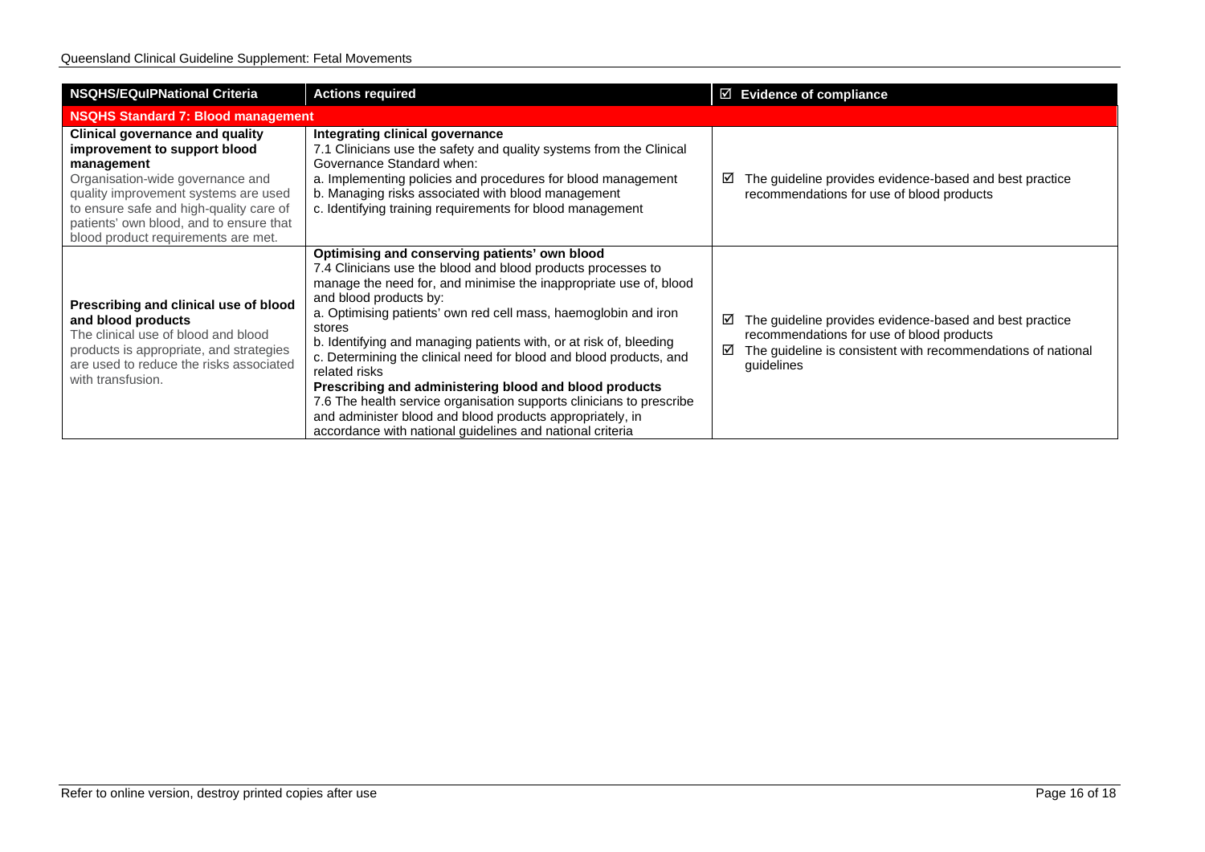| NSQHS/EQuIPNational Criteria | Actions required | ☑ Evidence of compliance |
|---|---|---|
| **NSQHS Standard 7: Blood management** | | |
| **Clinical governance and quality improvement to support blood management**<br>Organisation-wide governance and quality improvement systems are used to ensure safe and high-quality care of patients' own blood, and to ensure that blood product requirements are met. | **Integrating clinical governance**<br>7.1 Clinicians use the safety and quality systems from the Clinical Governance Standard when:<br>a. Implementing policies and procedures for blood management<br>b. Managing risks associated with blood management<br>c. Identifying training requirements for blood management | ☑ The guideline provides evidence-based and best practice recommendations for use of blood products |
| **Prescribing and clinical use of blood and blood products**<br>The clinical use of blood and blood products is appropriate, and strategies are used to reduce the risks associated with transfusion. | **Optimising and conserving patients' own blood**<br>7.4 Clinicians use the blood and blood products processes to manage the need for, and minimise the inappropriate use of, blood and blood products by:<br>a. Optimising patients' own red cell mass, haemoglobin and iron stores<br>b. Identifying and managing patients with, or at risk of, bleeding<br>c. Determining the clinical need for blood and blood products, and related risks<br>**Prescribing and administering blood and blood products**<br>7.6 The health service organisation supports clinicians to prescribe and administer blood and blood products appropriately, in accordance with national guidelines and national criteria | ☑ The guideline provides evidence-based and best practice recommendations for use of blood products<br>☑ The guideline is consistent with recommendations of national guidelines |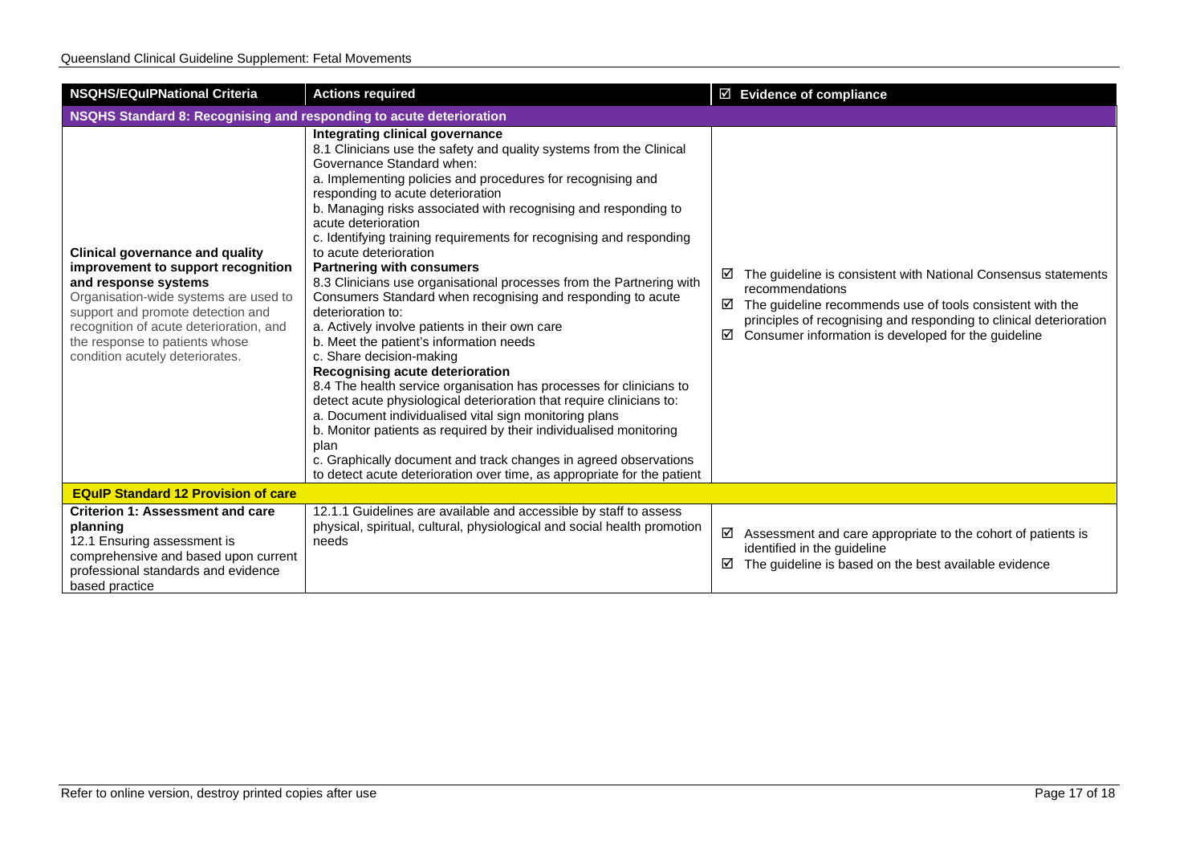| NSQHS/EQuIPNational Criteria | Actions required | ☑ Evidence of compliance |
|---|---|---|
| **NSQHS Standard 8: Recognising and responding to acute deterioration** | | |
| **Clinical governance and quality improvement to support recognition and response systems**<br>Organisation-wide systems are used to support and promote detection and recognition of acute deterioration, and the response to patients whose condition acutely deteriorates. | **Integrating clinical governance**<br>8.1 Clinicians use the safety and quality systems from the Clinical Governance Standard when:<br>a. Implementing policies and procedures for recognising and responding to acute deterioration<br>b. Managing risks associated with recognising and responding to acute deterioration<br>c. Identifying training requirements for recognising and responding to acute deterioration<br>**Partnering with consumers**<br>8.3 Clinicians use organisational processes from the Partnering with Consumers Standard when recognising and responding to acute deterioration to:<br>a. Actively involve patients in their own care<br>b. Meet the patient's information needs<br>c. Share decision-making<br>**Recognising acute deterioration**<br>8.4 The health service organisation has processes for clinicians to detect acute physiological deterioration that require clinicians to:<br>a. Document individualised vital sign monitoring plans<br>b. Monitor patients as required by their individualised monitoring plan<br>c. Graphically document and track changes in agreed observations to detect acute deterioration over time, as appropriate for the patient | ☑ The guideline is consistent with National Consensus statements recommendations<br>☑ The guideline recommends use of tools consistent with the principles of recognising and responding to clinical deterioration<br>☑ Consumer information is developed for the guideline |
| **EQuIP Standard 12 Provision of care** | | |
| **Criterion 1: Assessment and care planning**<br>12.1 Ensuring assessment is comprehensive and based upon current professional standards and evidence based practice | 12.1.1 Guidelines are available and accessible by staff to assess physical, spiritual, cultural, physiological and social health promotion needs | ☑ Assessment and care appropriate to the cohort of patients is identified in the guideline<br>☑ The guideline is based on the best available evidence |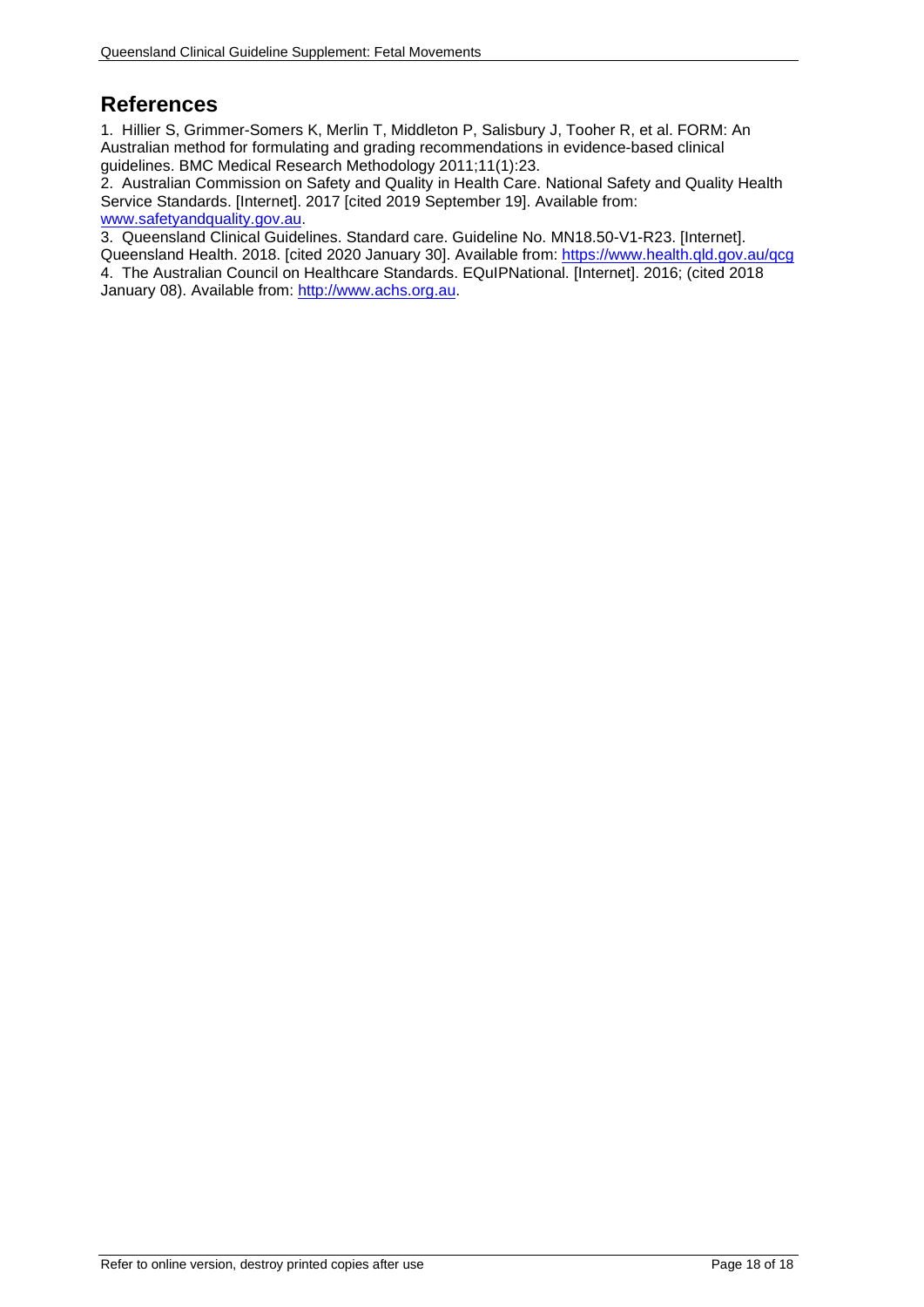# References

1. Hillier S, Grimmer-Somers K, Merlin T, Middleton P, Salisbury J, Tooher R, et al. FORM: An Australian method for formulating and grading recommendations in evidence-based clinical guidelines. BMC Medical Research Methodology 2011;11(1):23.
2. Australian Commission on Safety and Quality in Health Care. National Safety and Quality Health Service Standards. [Internet]. 2017 [cited 2019 September 19]. Available from: www.safetyandquality.gov.au.
3. Queensland Clinical Guidelines. Standard care. Guideline No. MN18.50-V1-R23. [Internet]. Queensland Health. 2018. [cited 2020 January 30]. Available from: https://www.health.qld.gov.au/qcg
4. The Australian Council on Healthcare Standards. EQuIPNational. [Internet]. 2016; (cited 2018 January 08). Available from: http://www.achs.org.au.